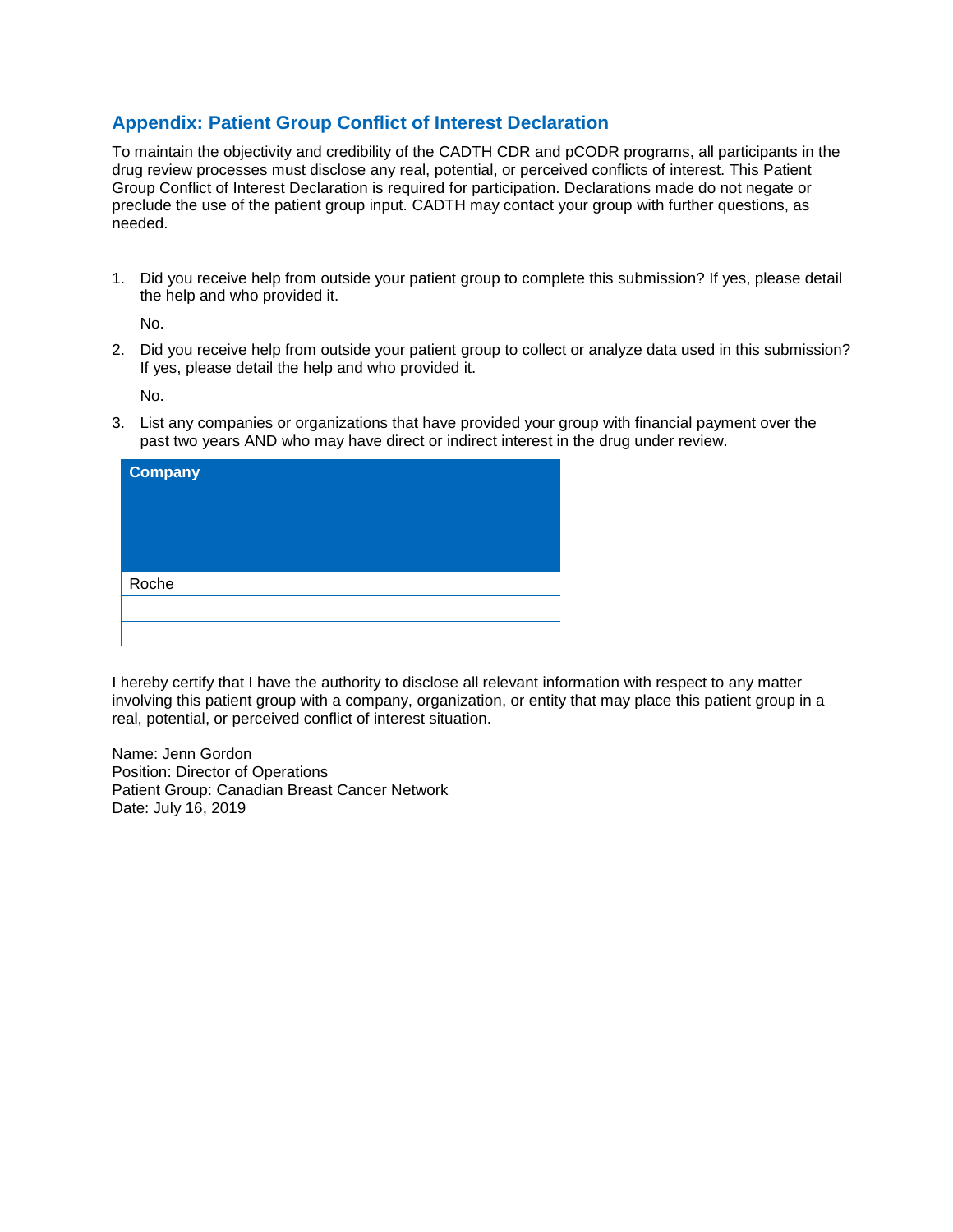## Appendix: Patient Group Conflict of Interest Declaration

To maintain the objectivity and credibility of the CADTH CDR and pCODR programs, all participants in the drug review processes must disclose any real, potential, or perceived conflicts of interest. This Patient Group Conflict of Interest Declaration is required for participation. Declarations made do not negate or preclude the use of the patient group input. CADTH may contact your group with further questions, as needed.

1. Did you receive help from outside your patient group to complete this submission? If yes, please detail the help and who provided it.

   No.

2. Did you receive help from outside your patient group to collect or analyze data used in this submission? If yes, please detail the help and who provided it.

   No.

3. List any companies or organizations that have provided your group with financial payment over the past two years AND who may have direct or indirect interest in the drug under review.

| Company |
| --- |
| Roche |
| |
| |

I hereby certify that I have the authority to disclose all relevant information with respect to any matter involving this patient group with a company, organization, or entity that may place this patient group in a real, potential, or perceived conflict of interest situation.

Name: Jenn Gordon
Position: Director of Operations
Patient Group: Canadian Breast Cancer Network
Date: July 16, 2019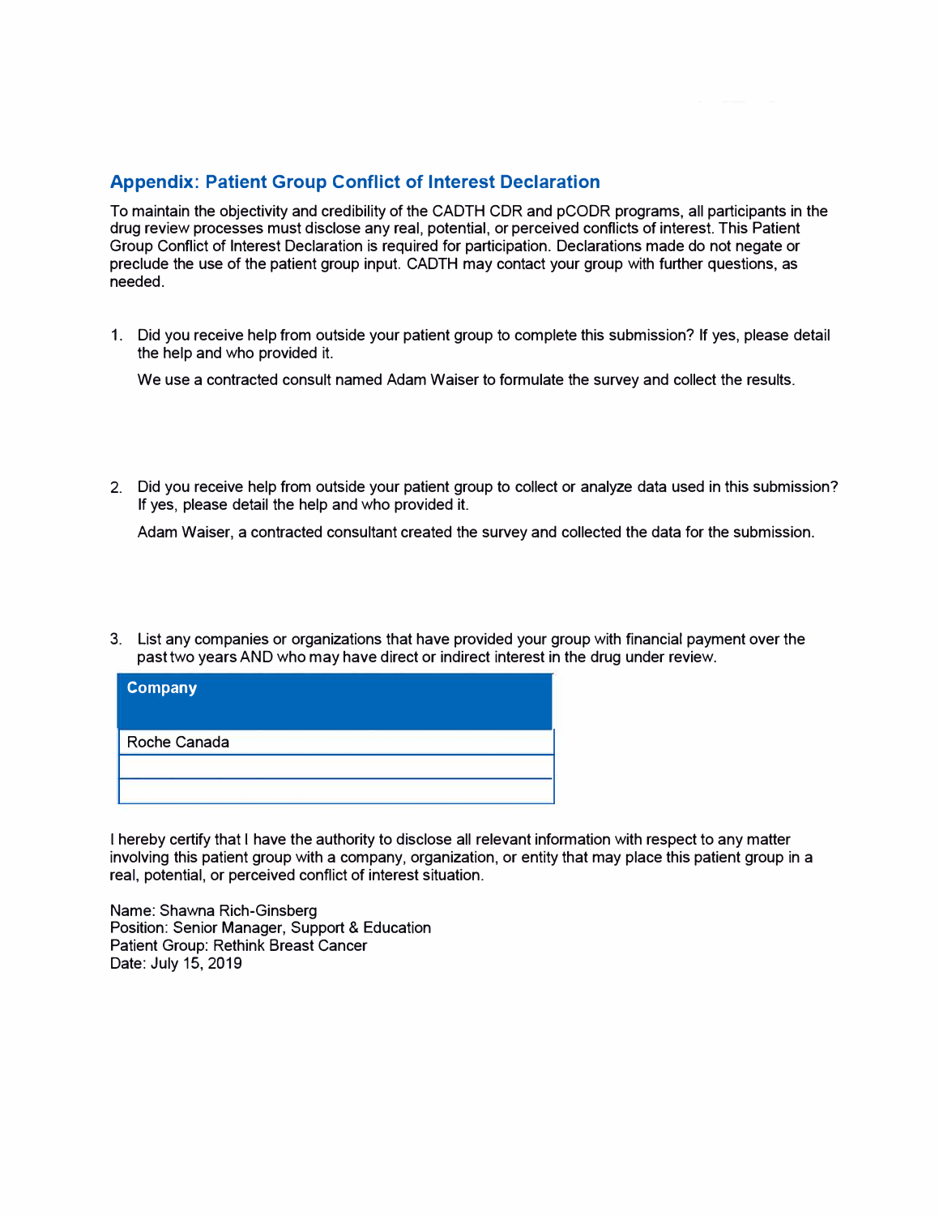## Appendix: Patient Group Conflict of Interest Declaration

To maintain the objectivity and credibility of the CADTH CDR and pCODR programs, all participants in the drug review processes must disclose any real, potential, or perceived conflicts of interest. This Patient Group Conflict of Interest Declaration is required for participation. Declarations made do not negate or preclude the use of the patient group input. CADTH may contact your group with further questions, as needed.

1. Did you receive help from outside your patient group to complete this submission? If yes, please detail the help and who provided it.

   We use a contracted consult named Adam Waiser to formulate the survey and collect the results.

2. Did you receive help from outside your patient group to collect or analyze data used in this submission? If yes, please detail the help and who provided it.

   Adam Waiser, a contracted consultant created the survey and collected the data for the submission.

3. List any companies or organizations that have provided your group with financial payment over the past two years AND who may have direct or indirect interest in the drug under review.

| Company |
|---|
| Roche Canada |
| |
| |

I hereby certify that I have the authority to disclose all relevant information with respect to any matter involving this patient group with a company, organization, or entity that may place this patient group in a real, potential, or perceived conflict of interest situation.

Name: Shawna Rich-Ginsberg
Position: Senior Manager, Support & Education
Patient Group: Rethink Breast Cancer
Date: July 15, 2019